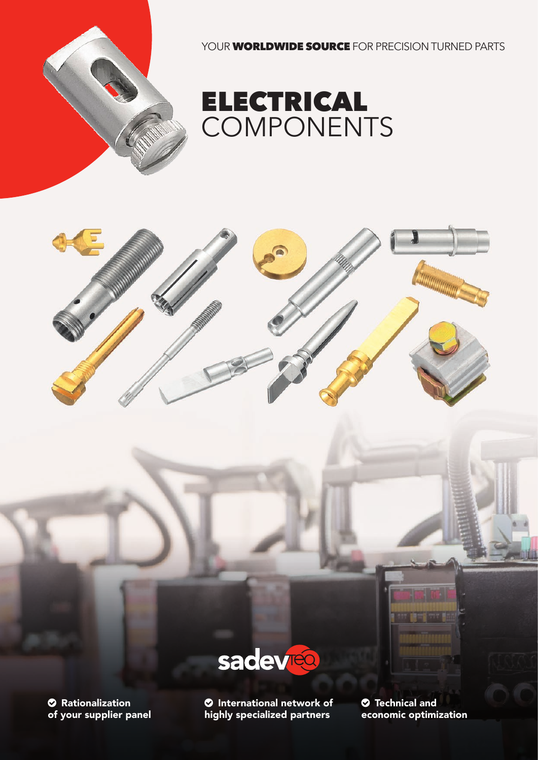YOUR **WORLDWIDE SOURCE** FOR PRECISION TURNED PARTS

# ELECTRICAL COMPONENTS

sadevteq

- **Rationalization of your supplier panel**
- **International network of highly specialized partners**
- **Technical and economic optimization**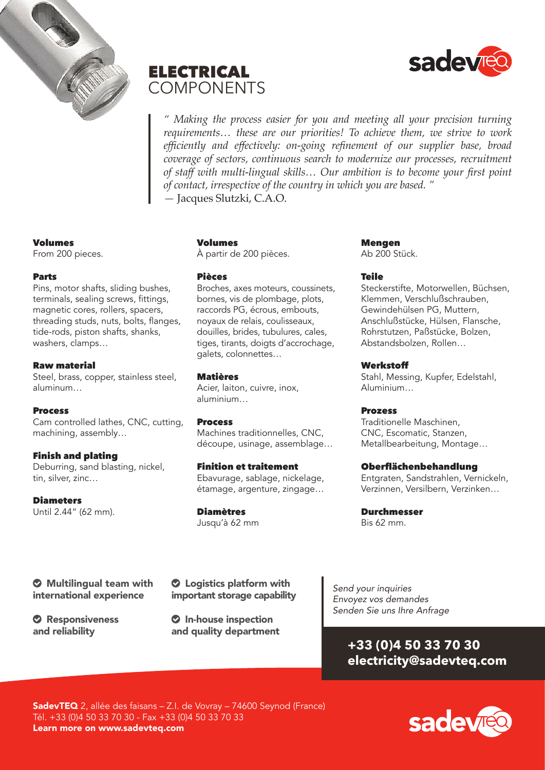# ELECTRICAL COMPONENTS

sadevTEQ

> *" Making the process easier for you and meeting all your precision turning requirements… these are our priorities! To achieve them, we strive to work efficiently and effectively: on-going refinement of our supplier base, broad coverage of sectors, continuous search to modernize our processes, recruitment of staff with multi-lingual skills… Our ambition is to become your first point of contact, irrespective of the country in which you are based. "*
> — Jacques Slutzki, C.A.O.

**Volumes**
From 200 pieces.

**Parts**
Pins, motor shafts, sliding bushes, terminals, sealing screws, fittings, magnetic cores, rollers, spacers, threading studs, nuts, bolts, flanges, tide-rods, piston shafts, shanks, washers, clamps…

**Raw material**
Steel, brass, copper, stainless steel, aluminum…

**Process**
Cam controlled lathes, CNC, cutting, machining, assembly…

**Finish and plating**
Deburring, sand blasting, nickel, tin, silver, zinc…

**Diameters**
Until 2.44" (62 mm).

**Volumes**
À partir de 200 pièces.

**Pièces**
Broches, axes moteurs, coussinets, bornes, vis de plombage, plots, raccords PG, écrous, embouts, noyaux de relais, coulisseaux, douilles, brides, tubulures, cales, tiges, tirants, doigts d'accrochage, galets, colonnettes…

**Matières**
Acier, laiton, cuivre, inox, aluminium…

**Process**
Machines traditionnelles, CNC, découpe, usinage, assemblage…

**Finition et traitement**
Ebavurage, sablage, nickelage, étamage, argenture, zingage…

**Diamètres**
Jusqu'à 62 mm

**Mengen**
Ab 200 Stück.

**Teile**
Steckerstifte, Motorwellen, Büchsen, Klemmen, Verschlußschrauben, Gewindehülsen PG, Muttern, Anschlußstücke, Hülsen, Flansche, Rohrstutzen, Paßstücke, Bolzen, Abstandsbolzen, Rollen…

**Werkstoff**
Stahl, Messing, Kupfer, Edelstahl, Aluminium…

**Prozess**
Traditionelle Maschinen, CNC, Escomatic, Stanzen, Metallbearbeitung, Montage…

**Oberflächenbehandlung**
Entgraten, Sandstrahlen, Vernickeln, Verzinnen, Versilbern, Verzinken…

**Durchmesser**
Bis 62 mm.

- **Multilingual team with international experience**
- **Responsiveness and reliability**
- **Logistics platform with important storage capability**
- **In-house inspection and quality department**

*Send your inquiries*
*Envoyez vos demandes*
*Senden Sie uns Ihre Anfrage*

**+33 (0)4 50 33 70 30**
**electricity@sadevteq.com**

**SadevTEQ** 2, allée des faisans – Z.I. de Vovray – 74600 Seynod (France)
Tél. +33 (0)4 50 33 70 30 - Fax +33 (0)4 50 33 70 33
**Learn more on www.sadevteq.com**

sadevTEQ